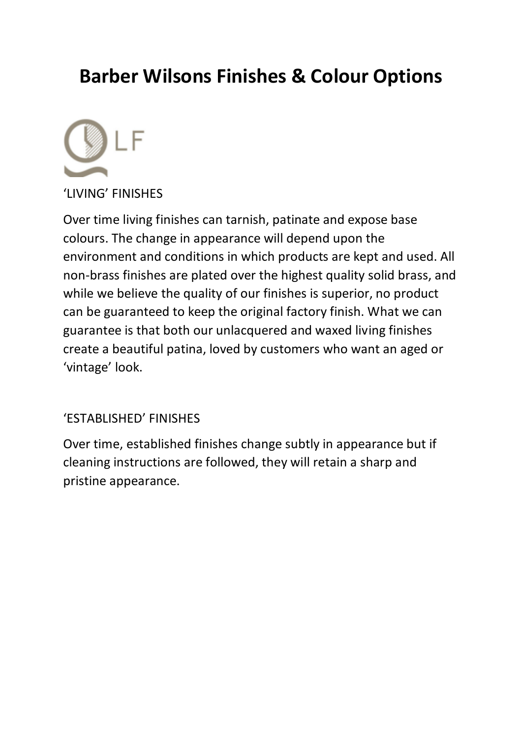# Barber Wilsons Finishes & Colour Options

LF

‘LIVING’ FINISHES

Over time living finishes can tarnish, patinate and expose base colours. The change in appearance will depend upon the environment and conditions in which products are kept and used. All non-brass finishes are plated over the highest quality solid brass, and while we believe the quality of our finishes is superior, no product can be guaranteed to keep the original factory finish. What we can guarantee is that both our unlacquered and waxed living finishes create a beautiful patina, loved by customers who want an aged or ‘vintage’ look.

‘ESTABLISHED’ FINISHES

Over time, established finishes change subtly in appearance but if cleaning instructions are followed, they will retain a sharp and pristine appearance.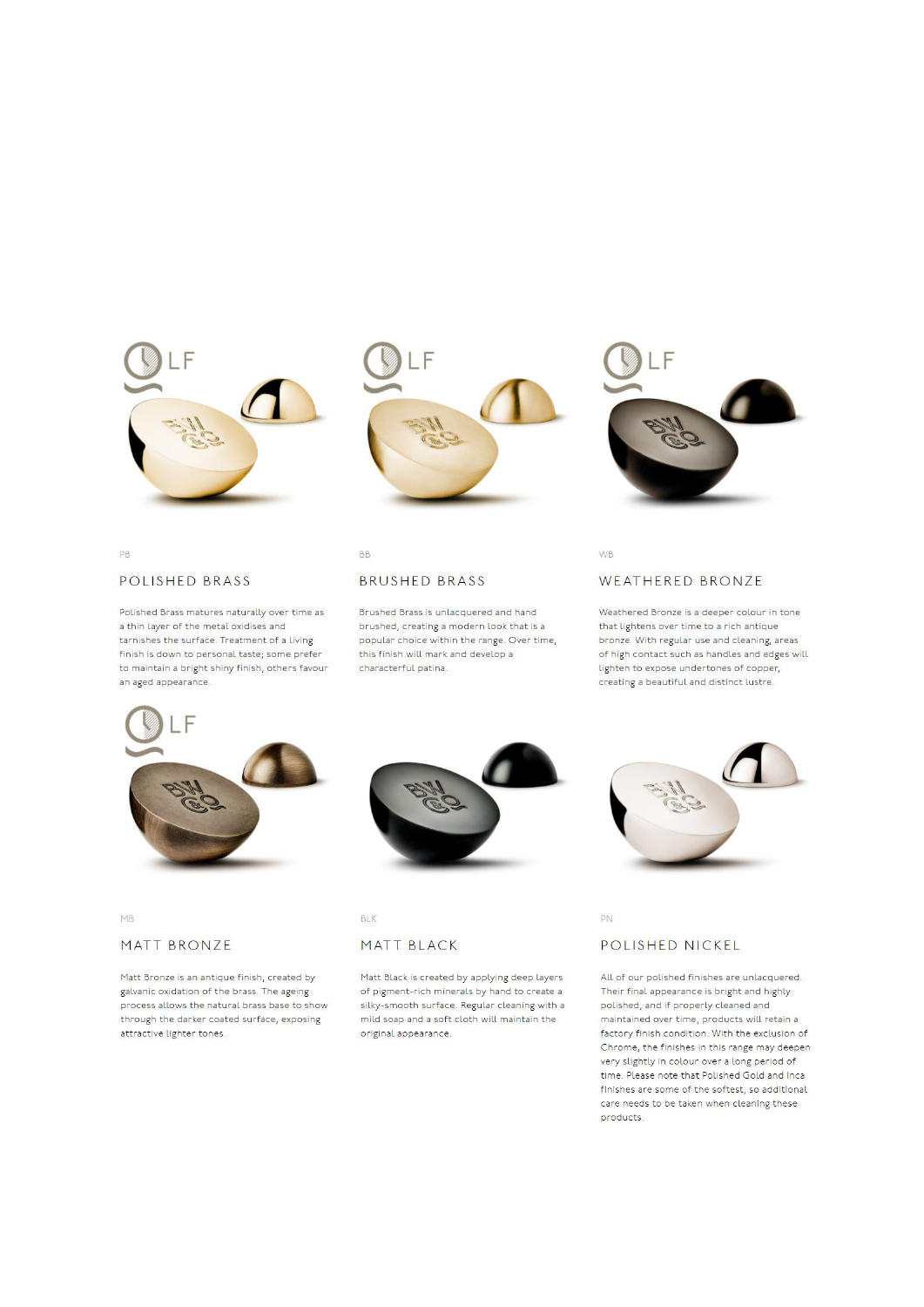PB

## POLISHED BRASS

Polished Brass matures naturally over time as a thin layer of the metal oxidises and tarnishes the surface. Treatment of a living finish is down to personal taste; some prefer to maintain a bright shiny finish, others favour an aged appearance.

BB

## BRUSHED BRASS

Brushed Brass is unlacquered and hand brushed, creating a modern look that is a popular choice within the range. Over time, this finish will mark and develop a characterful patina.

WB

## WEATHERED BRONZE

Weathered Bronze is a deeper colour in tone that lightens over time to a rich antique bronze. With regular use and cleaning, areas of high contact such as handles and edges will lighten to expose undertones of copper, creating a beautiful and distinct lustre.

MB

## MATT BRONZE

Matt Bronze is an antique finish, created by galvanic oxidation of the brass. The ageing process allows the natural brass base to show through the darker coated surface, exposing attractive lighter tones.

BLK

## MATT BLACK

Matt Black is created by applying deep layers of pigment-rich minerals by hand to create a silky-smooth surface. Regular cleaning with a mild soap and a soft cloth will maintain the original appearance.

PN

## POLISHED NICKEL

All of our polished finishes are unlacquered. Their final appearance is bright and highly polished, and if properly cleaned and maintained over time, products will retain a factory finish condition. With the exclusion of Chrome, the finishes in this range may deepen very slightly in colour over a long period of time. Please note that Polished Gold and Inca finishes are some of the softest, so additional care needs to be taken when cleaning these products.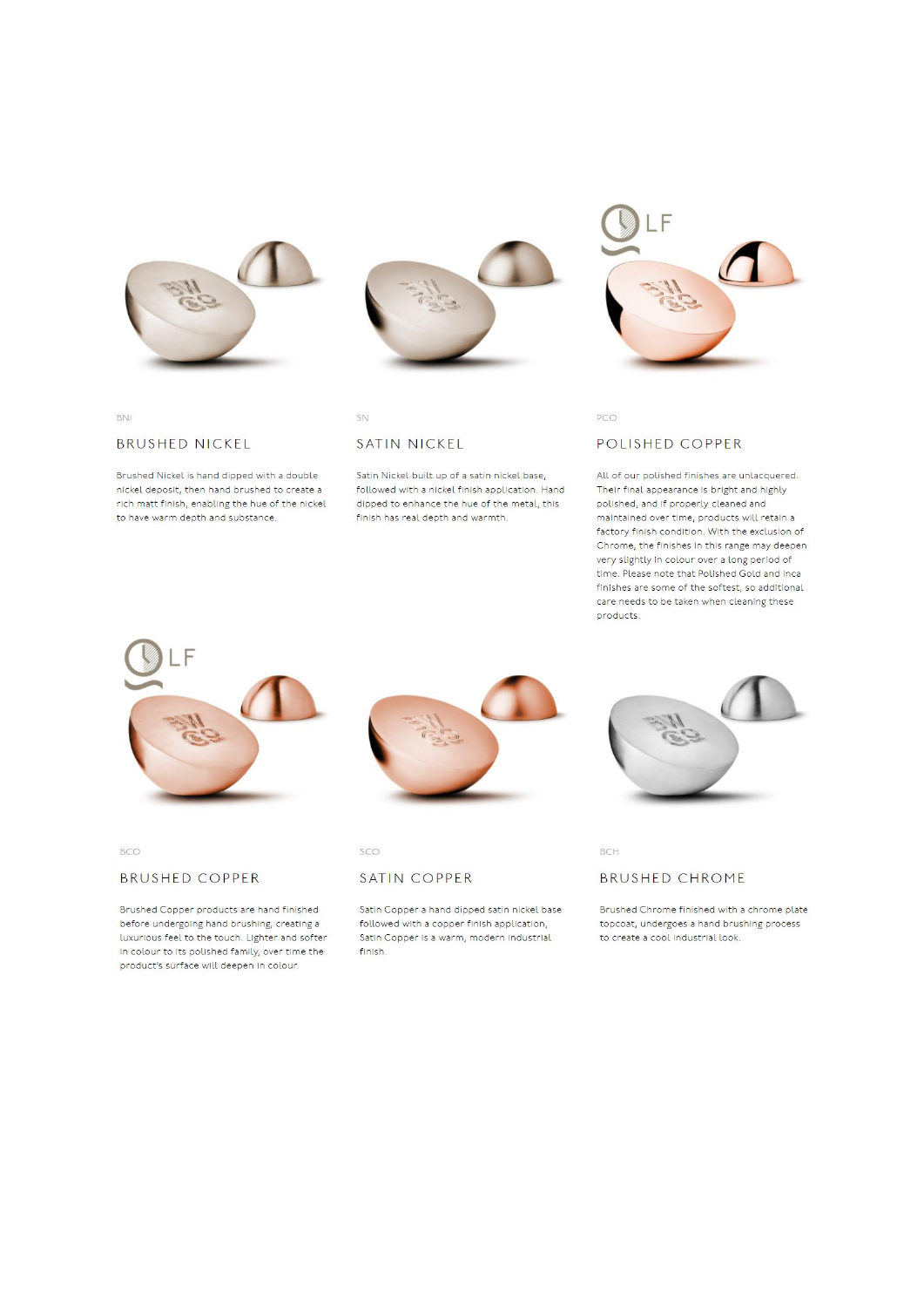BNI

## BRUSHED NICKEL

Brushed Nickel is hand dipped with a double nickel deposit, then hand brushed to create a rich matt finish, enabling the hue of the nickel to have warm depth and substance.

SN

## SATIN NICKEL

Satin Nickel built up of a satin nickel base, followed with a nickel finish application. Hand dipped to enhance the hue of the metal, this finish has real depth and warmth.

LF

PCO

## POLISHED COPPER

All of our polished finishes are unlacquered. Their final appearance is bright and highly polished, and if properly cleaned and maintained over time, products will retain a factory finish condition. With the exclusion of Chrome, the finishes in this range may deepen very slightly in colour over a long period of time. Please note that Polished Gold and Inca finishes are some of the softest, so additional care needs to be taken when cleaning these products.

LF

BCO

## BRUSHED COPPER

Brushed Copper products are hand finished before undergoing hand brushing, creating a luxurious feel to the touch. Lighter and softer in colour to its polished family, over time the product's surface will deepen in colour.

SCO

## SATIN COPPER

Satin Copper a hand dipped satin nickel base followed with a copper finish application, Satin Copper is a warm, modern industrial finish.

BCH

## BRUSHED CHROME

Brushed Chrome finished with a chrome plate topcoat, undergoes a hand brushing process to create a cool industrial look.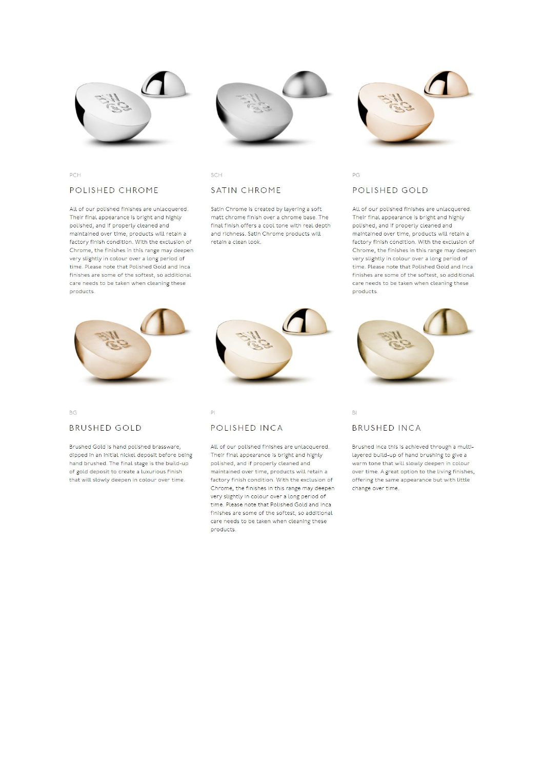PCH

## POLISHED CHROME

All of our polished finishes are unlacquered. Their final appearance is bright and highly polished, and if properly cleaned and maintained over time, products will retain a factory finish condition. With the exclusion of Chrome, the finishes in this range may deepen very slightly in colour over a long period of time. Please note that Polished Gold and Inca finishes are some of the softest, so additional care needs to be taken when cleaning these products.

SCH

## SATIN CHROME

Satin Chrome is created by layering a soft matt chrome finish over a chrome base. The final finish offers a cool tone with real depth and richness. Satin Chrome products will retain a clean look.

PG

## POLISHED GOLD

All of our polished finishes are unlacquered. Their final appearance is bright and highly polished, and if properly cleaned and maintained over time, products will retain a factory finish condition. With the exclusion of Chrome, the finishes in this range may deepen very slightly in colour over a long period of time. Please note that Polished Gold and Inca finishes are some of the softest, so additional care needs to be taken when cleaning these products.

BG

## BRUSHED GOLD

Brushed Gold is hand polished brassware, dipped in an initial nickel deposit before being hand brushed. The final stage is the build-up of gold deposit to create a luxurious finish that will slowly deepen in colour over time.

PI

## POLISHED INCA

All of our polished finishes are unlacquered. Their final appearance is bright and highly polished, and if properly cleaned and maintained over time, products will retain a factory finish condition. With the exclusion of Chrome, the finishes in this range may deepen very slightly in colour over a long period of time. Please note that Polished Gold and Inca finishes are some of the softest, so additional care needs to be taken when cleaning these products.

BI

## BRUSHED INCA

Brushed Inca this is achieved through a multi-layered build-up of hand brushing to give a warm tone that will slowly deepen in colour over time. A great option to the living finishes, offering the same appearance but with little change over time.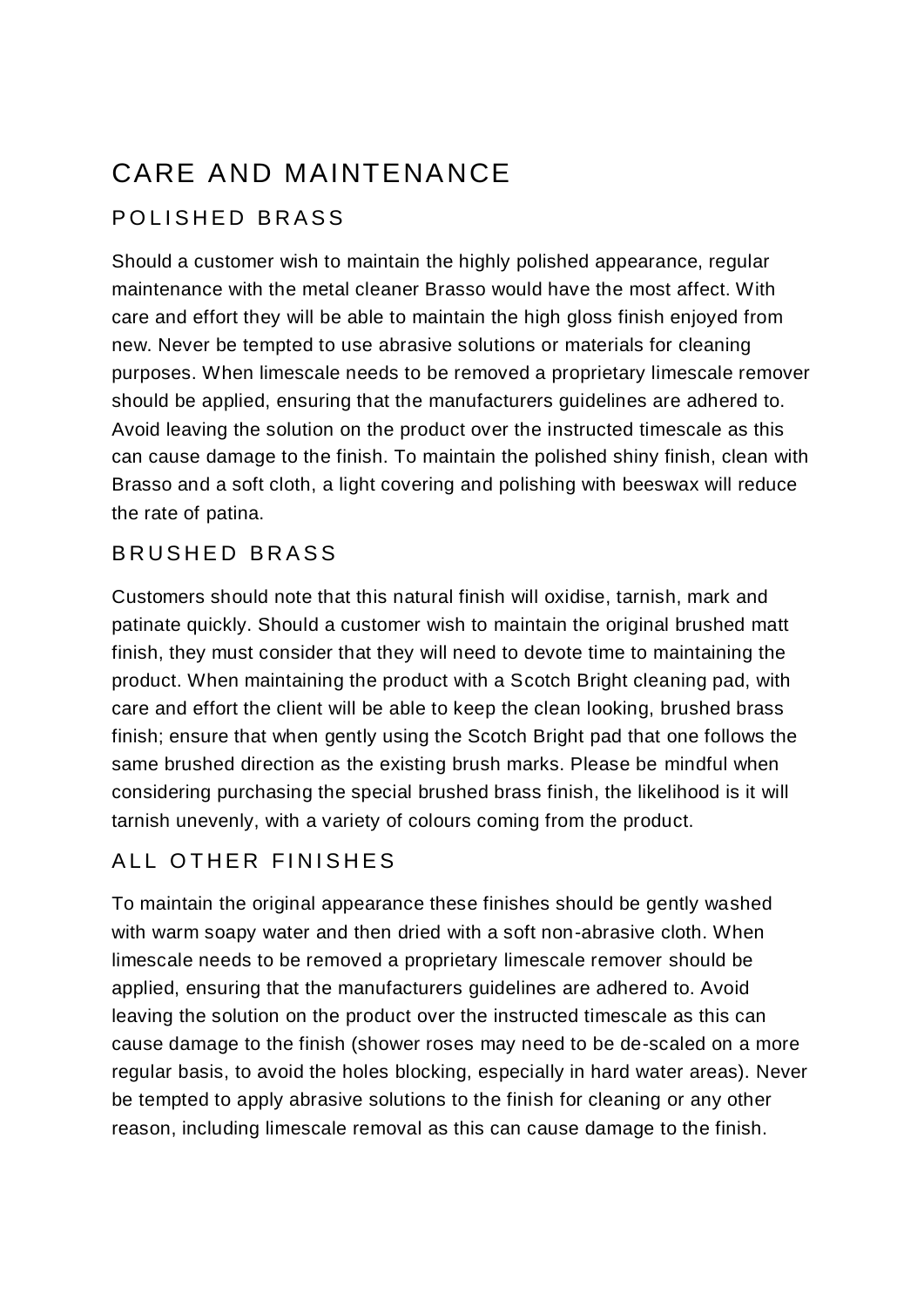# CARE AND MAINTENANCE

## POLISHED BRASS

Should a customer wish to maintain the highly polished appearance, regular maintenance with the metal cleaner Brasso would have the most affect. With care and effort they will be able to maintain the high gloss finish enjoyed from new. Never be tempted to use abrasive solutions or materials for cleaning purposes. When limescale needs to be removed a proprietary limescale remover should be applied, ensuring that the manufacturers guidelines are adhered to. Avoid leaving the solution on the product over the instructed timescale as this can cause damage to the finish. To maintain the polished shiny finish, clean with Brasso and a soft cloth, a light covering and polishing with beeswax will reduce the rate of patina.

## BRUSHED BRASS

Customers should note that this natural finish will oxidise, tarnish, mark and patinate quickly. Should a customer wish to maintain the original brushed matt finish, they must consider that they will need to devote time to maintaining the product. When maintaining the product with a Scotch Bright cleaning pad, with care and effort the client will be able to keep the clean looking, brushed brass finish; ensure that when gently using the Scotch Bright pad that one follows the same brushed direction as the existing brush marks. Please be mindful when considering purchasing the special brushed brass finish, the likelihood is it will tarnish unevenly, with a variety of colours coming from the product.

## ALL OTHER FINISHES

To maintain the original appearance these finishes should be gently washed with warm soapy water and then dried with a soft non-abrasive cloth. When limescale needs to be removed a proprietary limescale remover should be applied, ensuring that the manufacturers guidelines are adhered to. Avoid leaving the solution on the product over the instructed timescale as this can cause damage to the finish (shower roses may need to be de-scaled on a more regular basis, to avoid the holes blocking, especially in hard water areas). Never be tempted to apply abrasive solutions to the finish for cleaning or any other reason, including limescale removal as this can cause damage to the finish.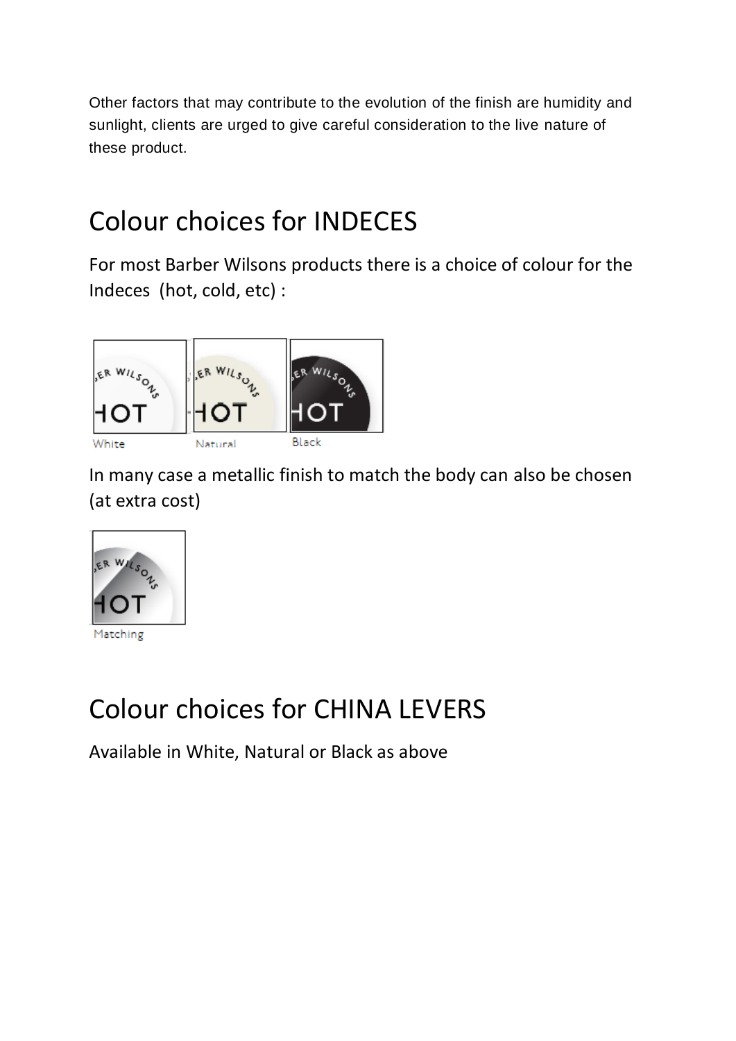Other factors that may contribute to the evolution of the finish are humidity and sunlight, clients are urged to give careful consideration to the live nature of these product.

## Colour choices for INDECES

For most Barber Wilsons products there is a choice of colour for the Indeces (hot, cold, etc) :

White Natural Black

In many case a metallic finish to match the body can also be chosen (at extra cost)

Matching

## Colour choices for CHINA LEVERS

Available in White, Natural or Black as above